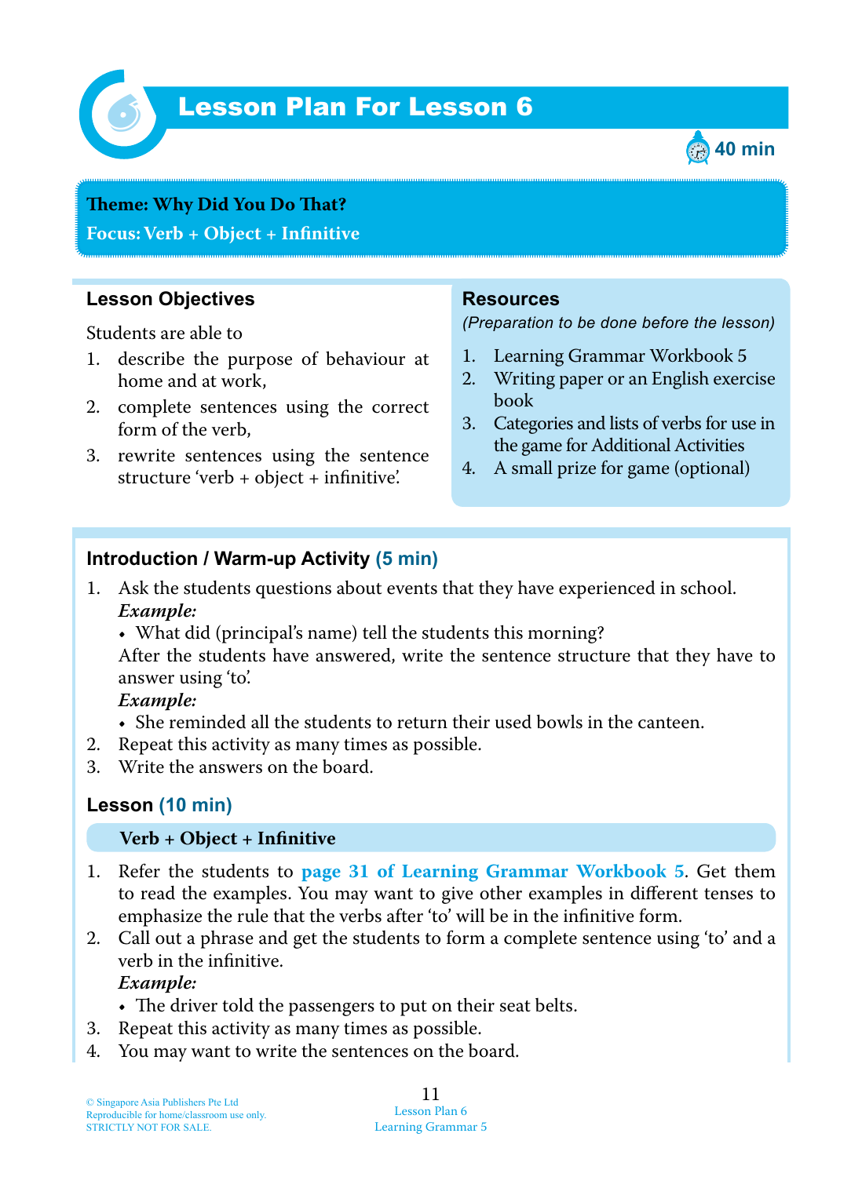# Lesson Plan For Lesson 6

40 min

**Theme: Why Did You Do That?**

**Focus: Verb + Object + Infinitive**

## Lesson Objectives

Students are able to

1. describe the purpose of behaviour at home and at work,
2. complete sentences using the correct form of the verb,
3. rewrite sentences using the sentence structure 'verb + object + infinitive'.

## Resources

*(Preparation to be done before the lesson)*

1. Learning Grammar Workbook 5
2. Writing paper or an English exercise book
3. Categories and lists of verbs for use in the game for Additional Activities
4. A small prize for game (optional)

## Introduction / Warm-up Activity (5 min)

1. Ask the students questions about events that they have experienced in school.
   ***Example:***
   - What did (principal's name) tell the students this morning?

   After the students have answered, write the sentence structure that they have to answer using 'to'.
   ***Example:***
   - She reminded all the students to return their used bowls in the canteen.
2. Repeat this activity as many times as possible.
3. Write the answers on the board.

## Lesson (10 min)

### Verb + Object + Infinitive

1. Refer the students to **page 31 of Learning Grammar Workbook 5**. Get them to read the examples. You may want to give other examples in different tenses to emphasize the rule that the verbs after 'to' will be in the infinitive form.
2. Call out a phrase and get the students to form a complete sentence using 'to' and a verb in the infinitive.
   ***Example:***
   - The driver told the passengers to put on their seat belts.
3. Repeat this activity as many times as possible.
4. You may want to write the sentences on the board.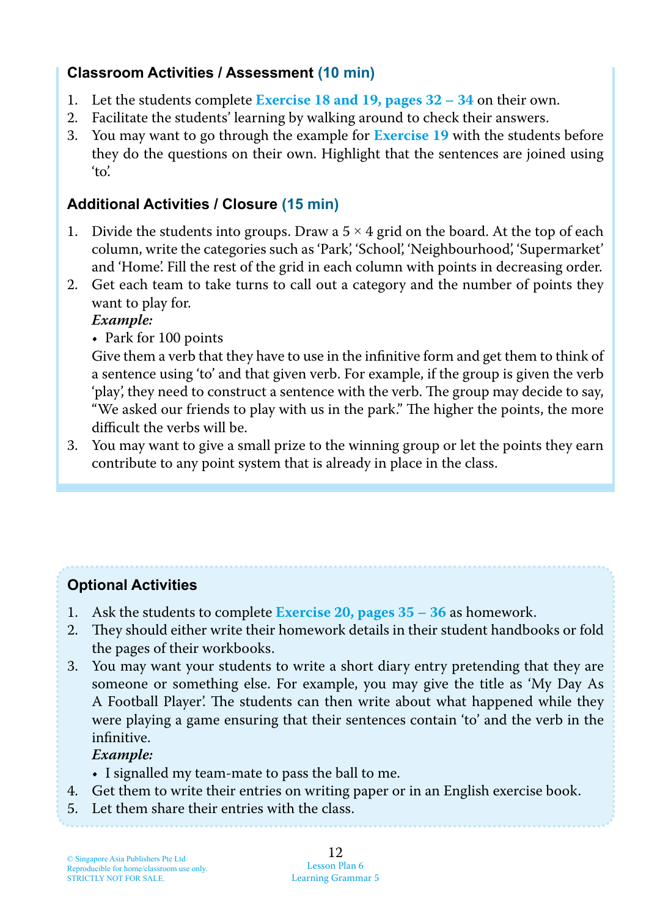### Classroom Activities / Assessment (10 min)

1. Let the students complete **Exercise 18 and 19, pages 32 – 34** on their own.
2. Facilitate the students' learning by walking around to check their answers.
3. You may want to go through the example for **Exercise 19** with the students before they do the questions on their own. Highlight that the sentences are joined using 'to'.

### Additional Activities / Closure (15 min)

1. Divide the students into groups. Draw a 5 × 4 grid on the board. At the top of each column, write the categories such as 'Park', 'School', 'Neighbourhood', 'Supermarket' and 'Home'. Fill the rest of the grid in each column with points in decreasing order.
2. Get each team to take turns to call out a category and the number of points they want to play for.

   ***Example:***
   - Park for 100 points

   Give them a verb that they have to use in the infinitive form and get them to think of a sentence using 'to' and that given verb. For example, if the group is given the verb 'play', they need to construct a sentence with the verb. The group may decide to say, "We asked our friends to play with us in the park." The higher the points, the more difficult the verbs will be.
3. You may want to give a small prize to the winning group or let the points they earn contribute to any point system that is already in place in the class.

### Optional Activities

1. Ask the students to complete **Exercise 20, pages 35 – 36** as homework.
2. They should either write their homework details in their student handbooks or fold the pages of their workbooks.
3. You may want your students to write a short diary entry pretending that they are someone or something else. For example, you may give the title as 'My Day As A Football Player'. The students can then write about what happened while they were playing a game ensuring that their sentences contain 'to' and the verb in the infinitive.

   ***Example:***
   - I signalled my team-mate to pass the ball to me.
4. Get them to write their entries on writing paper or in an English exercise book.
5. Let them share their entries with the class.

© Singapore Asia Publishers Pte Ltd
Reproducible for home/classroom use only.
STRICTLY NOT FOR SALE.